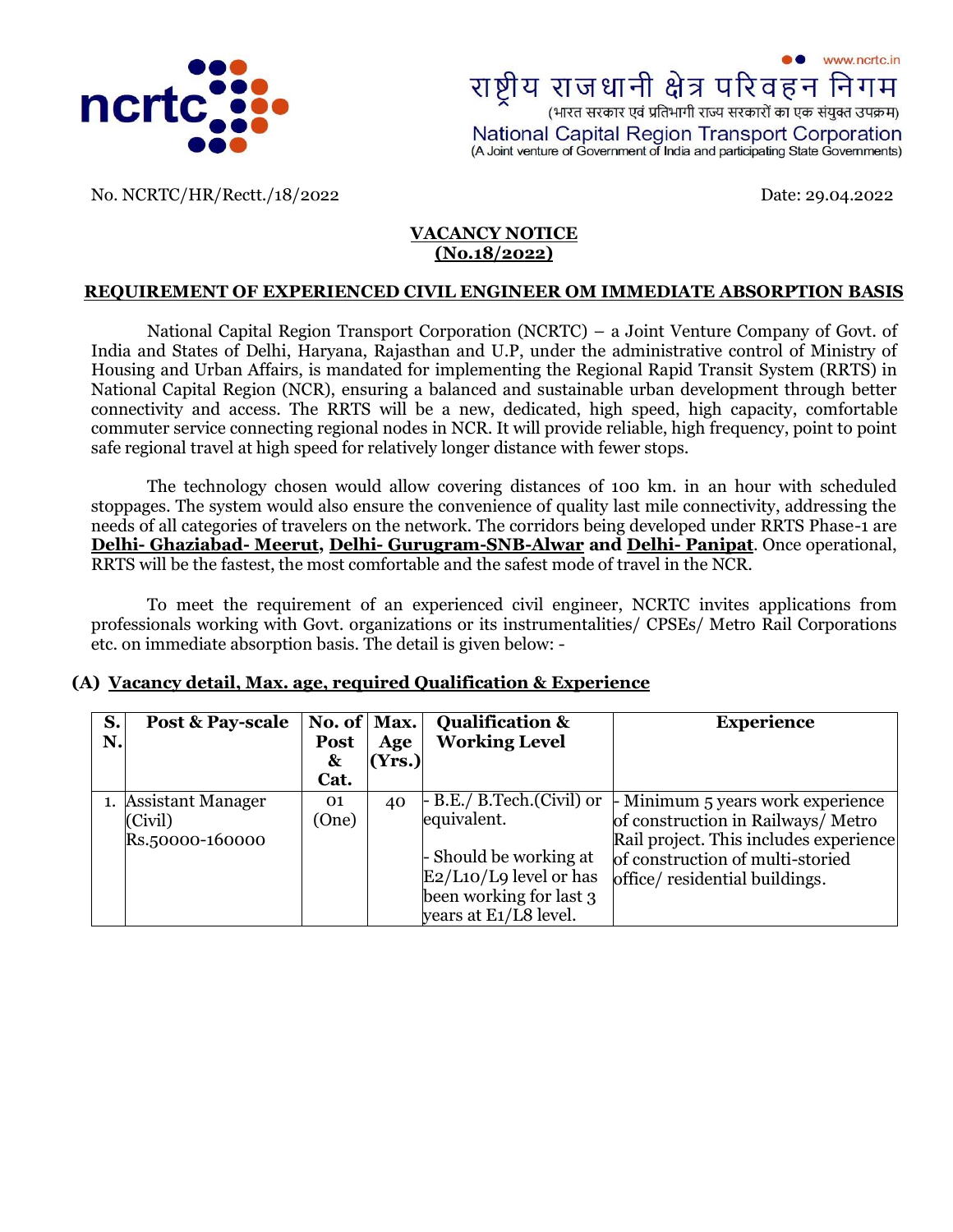राष्ट्रीय राजधानी क्षेत्र परिवहन निगम
(भारत सरकार एवं प्रतिभागी राज्य सरकारों का एक संयुक्त उपक्रम)
National Capital Region Transport Corporation
(A Joint venture of Government of India and participating State Governments)
www.ncrtc.in

No. NCRTC/HR/Rectt./18/2022 Date: 29.04.2022

## VACANCY NOTICE
## (No.18/2022)

### REQUIREMENT OF EXPERIENCED CIVIL ENGINEER OM IMMEDIATE ABSORPTION BASIS

National Capital Region Transport Corporation (NCRTC) – a Joint Venture Company of Govt. of India and States of Delhi, Haryana, Rajasthan and U.P, under the administrative control of Ministry of Housing and Urban Affairs, is mandated for implementing the Regional Rapid Transit System (RRTS) in National Capital Region (NCR), ensuring a balanced and sustainable urban development through better connectivity and access. The RRTS will be a new, dedicated, high speed, high capacity, comfortable commuter service connecting regional nodes in NCR. It will provide reliable, high frequency, point to point safe regional travel at high speed for relatively longer distance with fewer stops.

The technology chosen would allow covering distances of 100 km. in an hour with scheduled stoppages. The system would also ensure the convenience of quality last mile connectivity, addressing the needs of all categories of travelers on the network. The corridors being developed under RRTS Phase-1 are **Delhi- Ghaziabad- Meerut**, **Delhi- Gurugram-SNB-Alwar** and **Delhi- Panipat**. Once operational, RRTS will be the fastest, the most comfortable and the safest mode of travel in the NCR.

To meet the requirement of an experienced civil engineer, NCRTC invites applications from professionals working with Govt. organizations or its instrumentalities/ CPSEs/ Metro Rail Corporations etc. on immediate absorption basis. The detail is given below: -

### (A) Vacancy detail, Max. age, required Qualification & Experience

| S. N. | Post & Pay-scale | No. of Post & Cat. | Max. Age (Yrs.) | Qualification & Working Level | Experience |
|---|---|---|---|---|---|
| 1. | Assistant Manager (Civil) Rs.50000-160000 | 01 (One) | 40 | - B.E./ B.Tech.(Civil) or equivalent.<br><br>- Should be working at E2/L10/L9 level or has been working for last 3 years at E1/L8 level. | - Minimum 5 years work experience of construction in Railways/ Metro Rail project. This includes experience of construction of multi-storied office/ residential buildings. |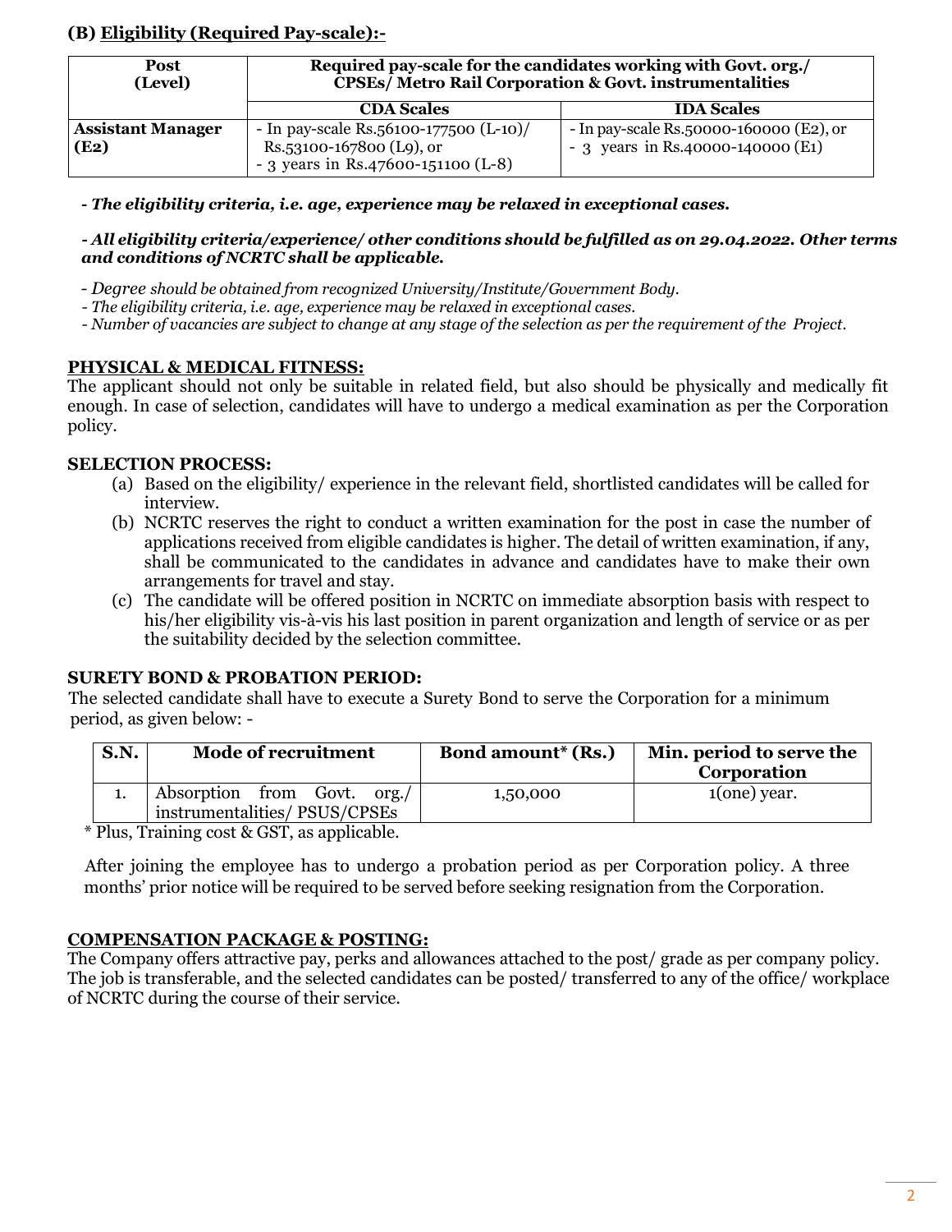## (B) Eligibility (Required Pay-scale):-

| Post (Level) | Required pay-scale for the candidates working with Govt. org./ CPSEs/ Metro Rail Corporation & Govt. instrumentalities | |
|---|---|---|
| | **CDA Scales** | **IDA Scales** |
| **Assistant Manager (E2)** | - In pay-scale Rs.56100-177500 (L-10)/ Rs.53100-167800 (L9), or<br>- 3 years in Rs.47600-151100 (L-8) | - In pay-scale Rs.50000-160000 (E2), or<br>- 3 years in Rs.40000-140000 (E1) |

***- The eligibility criteria, i.e. age, experience may be relaxed in exceptional cases.***

***- All eligibility criteria/experience/ other conditions should be fulfilled as on 29.04.2022. Other terms and conditions of NCRTC shall be applicable.***

*- Degree should be obtained from recognized University/Institute/Government Body.*
*- The eligibility criteria, i.e. age, experience may be relaxed in exceptional cases.*
*- Number of vacancies are subject to change at any stage of the selection as per the requirement of the Project.*

### PHYSICAL & MEDICAL FITNESS:

The applicant should not only be suitable in related field, but also should be physically and medically fit enough. In case of selection, candidates will have to undergo a medical examination as per the Corporation policy.

### SELECTION PROCESS:

(a) Based on the eligibility/ experience in the relevant field, shortlisted candidates will be called for interview.

(b) NCRTC reserves the right to conduct a written examination for the post in case the number of applications received from eligible candidates is higher. The detail of written examination, if any, shall be communicated to the candidates in advance and candidates have to make their own arrangements for travel and stay.

(c) The candidate will be offered position in NCRTC on immediate absorption basis with respect to his/her eligibility vis-à-vis his last position in parent organization and length of service or as per the suitability decided by the selection committee.

### SURETY BOND & PROBATION PERIOD:

The selected candidate shall have to execute a Surety Bond to serve the Corporation for a minimum period, as given below: -

| S.N. | Mode of recruitment | Bond amount* (Rs.) | Min. period to serve the Corporation |
|---|---|---|---|
| 1. | Absorption from Govt. org./ instrumentalities/ PSUS/CPSEs | 1,50,000 | 1(one) year. |

\* Plus, Training cost & GST, as applicable.

After joining the employee has to undergo a probation period as per Corporation policy. A three months' prior notice will be required to be served before seeking resignation from the Corporation.

### COMPENSATION PACKAGE & POSTING:

The Company offers attractive pay, perks and allowances attached to the post/ grade as per company policy. The job is transferable, and the selected candidates can be posted/ transferred to any of the office/ workplace of NCRTC during the course of their service.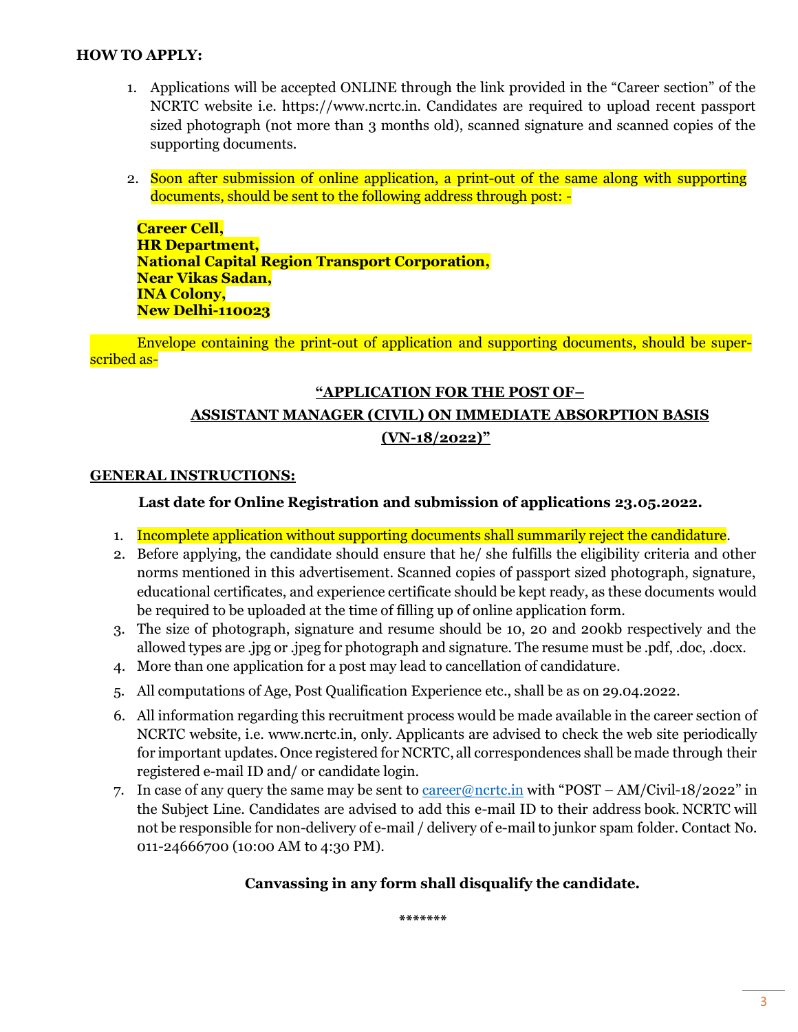**HOW TO APPLY:**

1. Applications will be accepted ONLINE through the link provided in the "Career section" of the NCRTC website i.e. https://www.ncrtc.in. Candidates are required to upload recent passport sized photograph (not more than 3 months old), scanned signature and scanned copies of the supporting documents.

2. Soon after submission of online application, a print-out of the same along with supporting documents, should be sent to the following address through post: -

   **Career Cell,**
   **HR Department,**
   **National Capital Region Transport Corporation,**
   **Near Vikas Sadan,**
   **INA Colony,**
   **New Delhi-110023**

Envelope containing the print-out of application and supporting documents, should be super-scribed as-

**"APPLICATION FOR THE POST OF–**
**ASSISTANT MANAGER (CIVIL) ON IMMEDIATE ABSORPTION BASIS**
**(VN-18/2022)"**

**GENERAL INSTRUCTIONS:**

**Last date for Online Registration and submission of applications 23.05.2022.**

1. Incomplete application without supporting documents shall summarily reject the candidature.
2. Before applying, the candidate should ensure that he/ she fulfills the eligibility criteria and other norms mentioned in this advertisement. Scanned copies of passport sized photograph, signature, educational certificates, and experience certificate should be kept ready, as these documents would be required to be uploaded at the time of filling up of online application form.
3. The size of photograph, signature and resume should be 10, 20 and 200kb respectively and the allowed types are .jpg or .jpeg for photograph and signature. The resume must be .pdf, .doc, .docx.
4. More than one application for a post may lead to cancellation of candidature.
5. All computations of Age, Post Qualification Experience etc., shall be as on 29.04.2022.
6. All information regarding this recruitment process would be made available in the career section of NCRTC website, i.e. www.ncrtc.in, only. Applicants are advised to check the web site periodically for important updates. Once registered for NCRTC, all correspondences shall be made through their registered e-mail ID and/ or candidate login.
7. In case of any query the same may be sent to career@ncrtc.in with "POST – AM/Civil-18/2022" in the Subject Line. Candidates are advised to add this e-mail ID to their address book. NCRTC will not be responsible for non-delivery of e-mail / delivery of e-mail to junkor spam folder. Contact No. 011-24666700 (10:00 AM to 4:30 PM).

**Canvassing in any form shall disqualify the candidate.**

*******